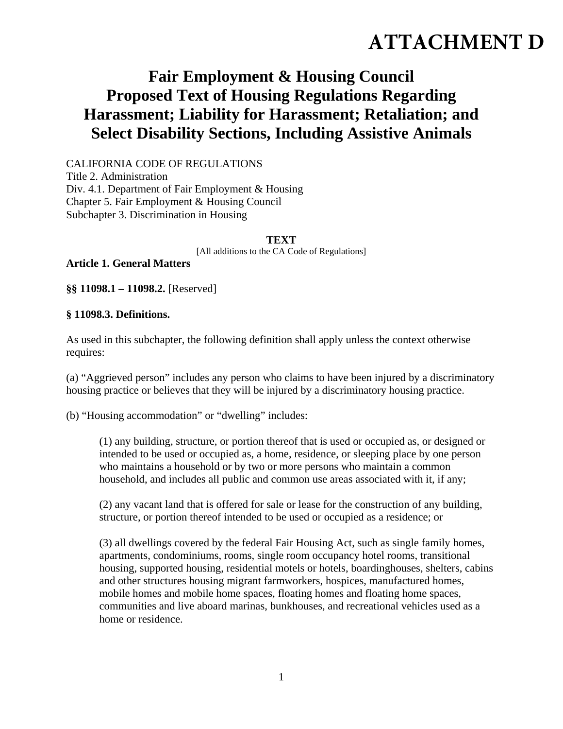# ATTACHMENT D

## Fair Employment & Housing Council
## Proposed Text of Housing Regulations Regarding Harassment; Liability for Harassment; Retaliation; and Select Disability Sections, Including Assistive Animals

CALIFORNIA CODE OF REGULATIONS
Title 2. Administration
Div. 4.1. Department of Fair Employment & Housing
Chapter 5. Fair Employment & Housing Council
Subchapter 3. Discrimination in Housing

**TEXT**

[All additions to the CA Code of Regulations]

**Article 1. General Matters**

**§§ 11098.1 – 11098.2.** [Reserved]

**§ 11098.3. Definitions.**

As used in this subchapter, the following definition shall apply unless the context otherwise requires:

(a) "Aggrieved person" includes any person who claims to have been injured by a discriminatory housing practice or believes that they will be injured by a discriminatory housing practice.

(b) "Housing accommodation" or "dwelling" includes:

> (1) any building, structure, or portion thereof that is used or occupied as, or designed or intended to be used or occupied as, a home, residence, or sleeping place by one person who maintains a household or by two or more persons who maintain a common household, and includes all public and common use areas associated with it, if any;
>
> (2) any vacant land that is offered for sale or lease for the construction of any building, structure, or portion thereof intended to be used or occupied as a residence; or
>
> (3) all dwellings covered by the federal Fair Housing Act, such as single family homes, apartments, condominiums, rooms, single room occupancy hotel rooms, transitional housing, supported housing, residential motels or hotels, boardinghouses, shelters, cabins and other structures housing migrant farmworkers, hospices, manufactured homes, mobile homes and mobile home spaces, floating homes and floating home spaces, communities and live aboard marinas, bunkhouses, and recreational vehicles used as a home or residence.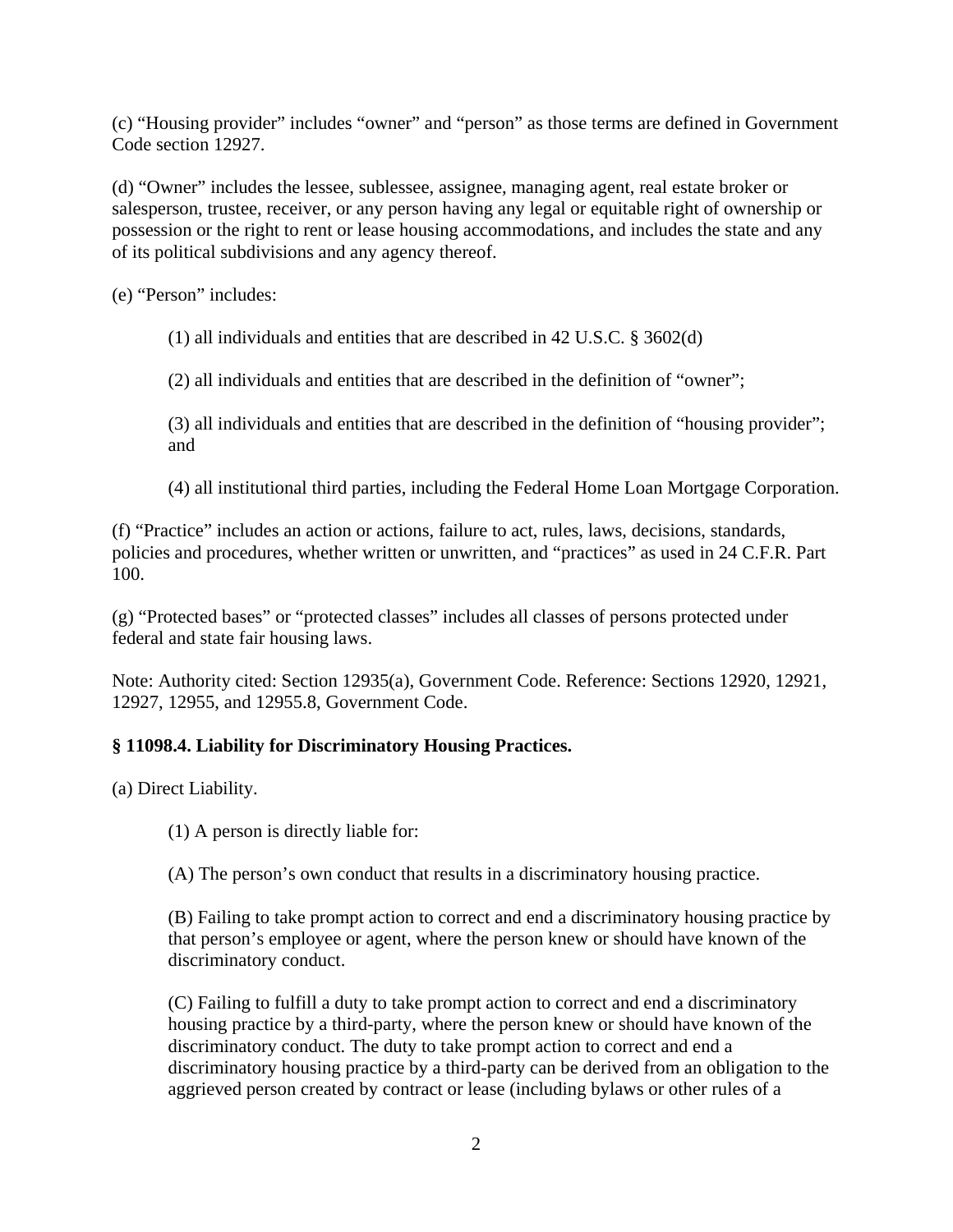(c) "Housing provider" includes "owner" and "person" as those terms are defined in Government Code section 12927.

(d) "Owner" includes the lessee, sublessee, assignee, managing agent, real estate broker or salesperson, trustee, receiver, or any person having any legal or equitable right of ownership or possession or the right to rent or lease housing accommodations, and includes the state and any of its political subdivisions and any agency thereof.

(e) "Person" includes:

> (1) all individuals and entities that are described in 42 U.S.C. § 3602(d)
>
> (2) all individuals and entities that are described in the definition of "owner";
>
> (3) all individuals and entities that are described in the definition of "housing provider"; and
>
> (4) all institutional third parties, including the Federal Home Loan Mortgage Corporation.

(f) "Practice" includes an action or actions, failure to act, rules, laws, decisions, standards, policies and procedures, whether written or unwritten, and "practices" as used in 24 C.F.R. Part 100.

(g) "Protected bases" or "protected classes" includes all classes of persons protected under federal and state fair housing laws.

Note: Authority cited: Section 12935(a), Government Code. Reference: Sections 12920, 12921, 12927, 12955, and 12955.8, Government Code.

**§ 11098.4. Liability for Discriminatory Housing Practices.**

(a) Direct Liability.

> (1) A person is directly liable for:
>
> (A) The person's own conduct that results in a discriminatory housing practice.
>
> (B) Failing to take prompt action to correct and end a discriminatory housing practice by that person's employee or agent, where the person knew or should have known of the discriminatory conduct.
>
> (C) Failing to fulfill a duty to take prompt action to correct and end a discriminatory housing practice by a third-party, where the person knew or should have known of the discriminatory conduct. The duty to take prompt action to correct and end a discriminatory housing practice by a third-party can be derived from an obligation to the aggrieved person created by contract or lease (including bylaws or other rules of a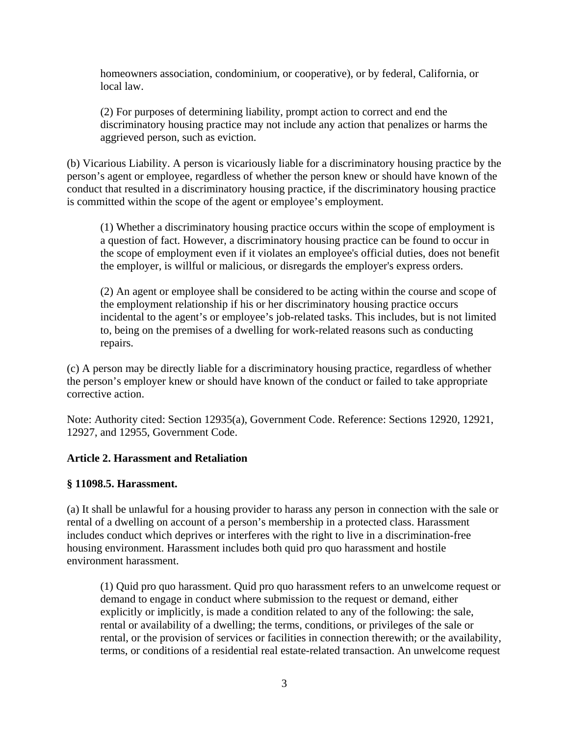homeowners association, condominium, or cooperative), or by federal, California, or local law.

(2) For purposes of determining liability, prompt action to correct and end the discriminatory housing practice may not include any action that penalizes or harms the aggrieved person, such as eviction.

(b) Vicarious Liability. A person is vicariously liable for a discriminatory housing practice by the person's agent or employee, regardless of whether the person knew or should have known of the conduct that resulted in a discriminatory housing practice, if the discriminatory housing practice is committed within the scope of the agent or employee's employment.

(1) Whether a discriminatory housing practice occurs within the scope of employment is a question of fact. However, a discriminatory housing practice can be found to occur in the scope of employment even if it violates an employee's official duties, does not benefit the employer, is willful or malicious, or disregards the employer's express orders.

(2) An agent or employee shall be considered to be acting within the course and scope of the employment relationship if his or her discriminatory housing practice occurs incidental to the agent's or employee's job-related tasks. This includes, but is not limited to, being on the premises of a dwelling for work-related reasons such as conducting repairs.

(c) A person may be directly liable for a discriminatory housing practice, regardless of whether the person's employer knew or should have known of the conduct or failed to take appropriate corrective action.

Note: Authority cited: Section 12935(a), Government Code. Reference: Sections 12920, 12921, 12927, and 12955, Government Code.

## Article 2. Harassment and Retaliation

### § 11098.5. Harassment.

(a) It shall be unlawful for a housing provider to harass any person in connection with the sale or rental of a dwelling on account of a person's membership in a protected class. Harassment includes conduct which deprives or interferes with the right to live in a discrimination-free housing environment. Harassment includes both quid pro quo harassment and hostile environment harassment.

(1) Quid pro quo harassment. Quid pro quo harassment refers to an unwelcome request or demand to engage in conduct where submission to the request or demand, either explicitly or implicitly, is made a condition related to any of the following: the sale, rental or availability of a dwelling; the terms, conditions, or privileges of the sale or rental, or the provision of services or facilities in connection therewith; or the availability, terms, or conditions of a residential real estate-related transaction. An unwelcome request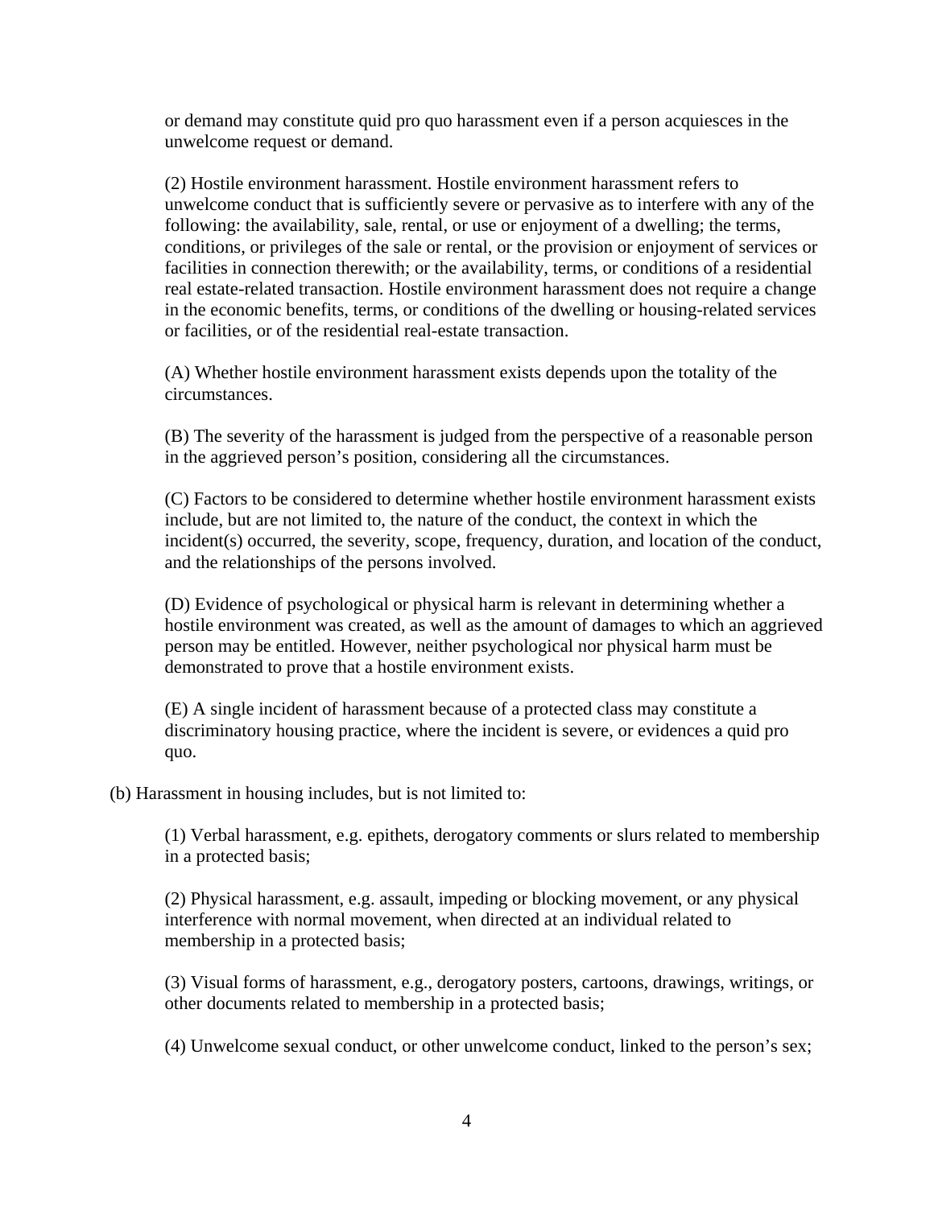or demand may constitute quid pro quo harassment even if a person acquiesces in the unwelcome request or demand.

(2) Hostile environment harassment. Hostile environment harassment refers to unwelcome conduct that is sufficiently severe or pervasive as to interfere with any of the following: the availability, sale, rental, or use or enjoyment of a dwelling; the terms, conditions, or privileges of the sale or rental, or the provision or enjoyment of services or facilities in connection therewith; or the availability, terms, or conditions of a residential real estate-related transaction. Hostile environment harassment does not require a change in the economic benefits, terms, or conditions of the dwelling or housing-related services or facilities, or of the residential real-estate transaction.

(A) Whether hostile environment harassment exists depends upon the totality of the circumstances.

(B) The severity of the harassment is judged from the perspective of a reasonable person in the aggrieved person's position, considering all the circumstances.

(C) Factors to be considered to determine whether hostile environment harassment exists include, but are not limited to, the nature of the conduct, the context in which the incident(s) occurred, the severity, scope, frequency, duration, and location of the conduct, and the relationships of the persons involved.

(D) Evidence of psychological or physical harm is relevant in determining whether a hostile environment was created, as well as the amount of damages to which an aggrieved person may be entitled. However, neither psychological nor physical harm must be demonstrated to prove that a hostile environment exists.

(E) A single incident of harassment because of a protected class may constitute a discriminatory housing practice, where the incident is severe, or evidences a quid pro quo.

(b) Harassment in housing includes, but is not limited to:

(1) Verbal harassment, e.g. epithets, derogatory comments or slurs related to membership in a protected basis;

(2) Physical harassment, e.g. assault, impeding or blocking movement, or any physical interference with normal movement, when directed at an individual related to membership in a protected basis;

(3) Visual forms of harassment, e.g., derogatory posters, cartoons, drawings, writings, or other documents related to membership in a protected basis;

(4) Unwelcome sexual conduct, or other unwelcome conduct, linked to the person's sex;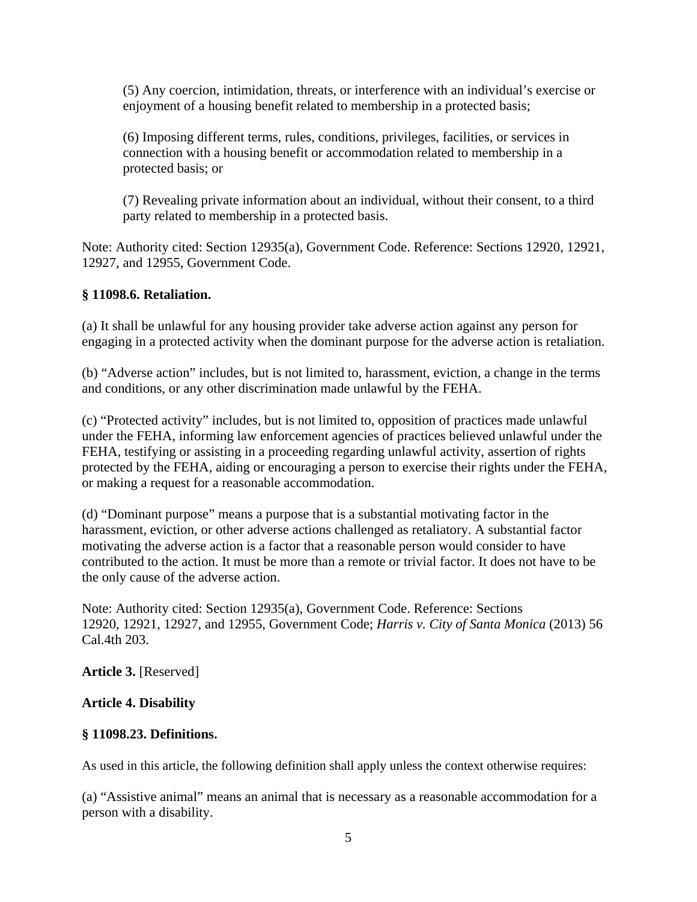(5) Any coercion, intimidation, threats, or interference with an individual's exercise or enjoyment of a housing benefit related to membership in a protected basis;

(6) Imposing different terms, rules, conditions, privileges, facilities, or services in connection with a housing benefit or accommodation related to membership in a protected basis; or

(7) Revealing private information about an individual, without their consent, to a third party related to membership in a protected basis.

Note: Authority cited: Section 12935(a), Government Code. Reference: Sections 12920, 12921, 12927, and 12955, Government Code.

**§ 11098.6. Retaliation.**

(a) It shall be unlawful for any housing provider take adverse action against any person for engaging in a protected activity when the dominant purpose for the adverse action is retaliation.

(b) "Adverse action" includes, but is not limited to, harassment, eviction, a change in the terms and conditions, or any other discrimination made unlawful by the FEHA.

(c) "Protected activity" includes, but is not limited to, opposition of practices made unlawful under the FEHA, informing law enforcement agencies of practices believed unlawful under the FEHA, testifying or assisting in a proceeding regarding unlawful activity, assertion of rights protected by the FEHA, aiding or encouraging a person to exercise their rights under the FEHA, or making a request for a reasonable accommodation.

(d) "Dominant purpose" means a purpose that is a substantial motivating factor in the harassment, eviction, or other adverse actions challenged as retaliatory. A substantial factor motivating the adverse action is a factor that a reasonable person would consider to have contributed to the action. It must be more than a remote or trivial factor. It does not have to be the only cause of the adverse action.

Note: Authority cited: Section 12935(a), Government Code. Reference: Sections 12920, 12921, 12927, and 12955, Government Code; *Harris v. City of Santa Monica* (2013) 56 Cal.4th 203.

**Article 3.** [Reserved]

**Article 4. Disability**

**§ 11098.23. Definitions.**

As used in this article, the following definition shall apply unless the context otherwise requires:

(a) "Assistive animal" means an animal that is necessary as a reasonable accommodation for a person with a disability.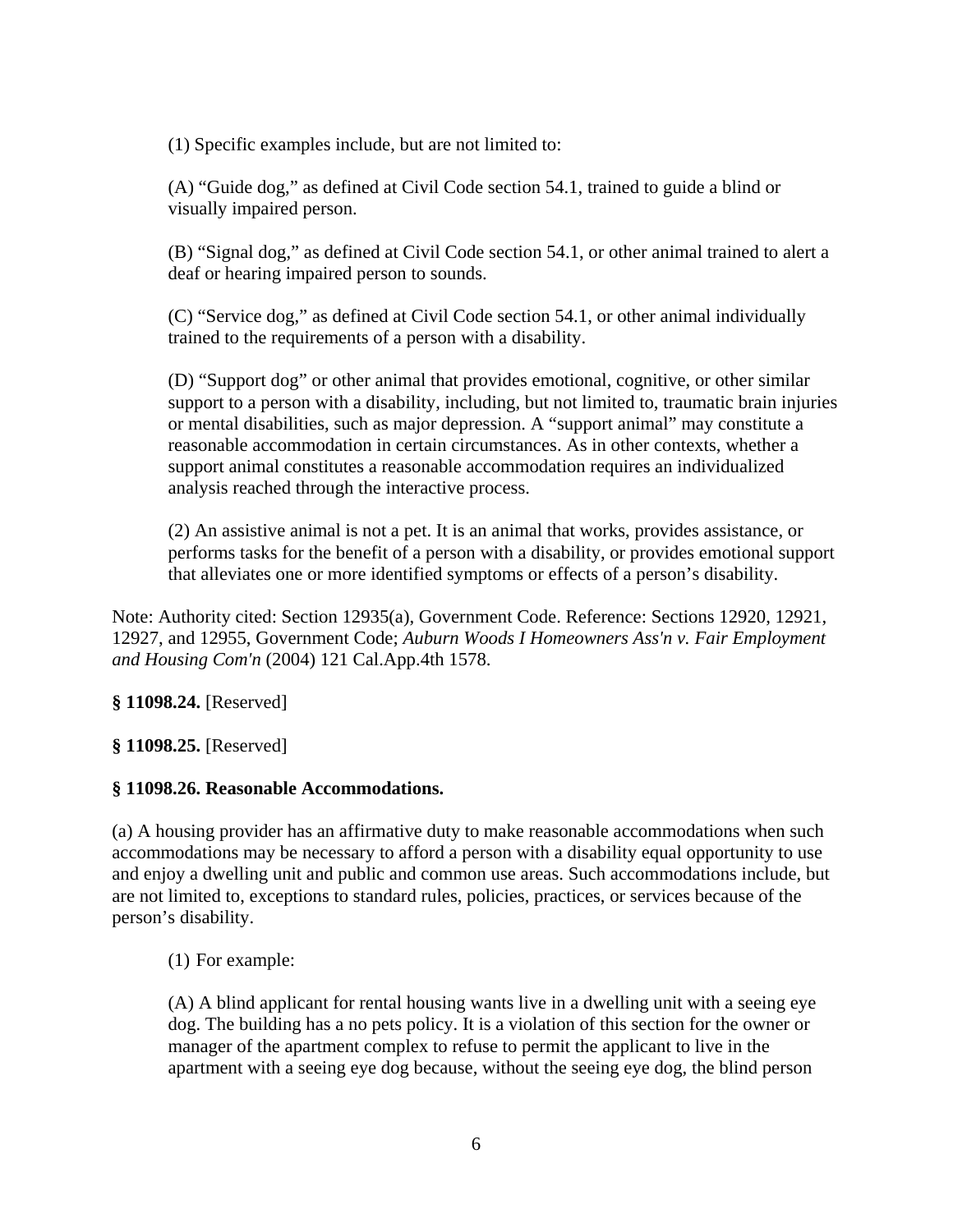(1) Specific examples include, but are not limited to:

(A) “Guide dog,” as defined at Civil Code section 54.1, trained to guide a blind or visually impaired person.

(B) “Signal dog,” as defined at Civil Code section 54.1, or other animal trained to alert a deaf or hearing impaired person to sounds.

(C) “Service dog,” as defined at Civil Code section 54.1, or other animal individually trained to the requirements of a person with a disability.

(D) “Support dog” or other animal that provides emotional, cognitive, or other similar support to a person with a disability, including, but not limited to, traumatic brain injuries or mental disabilities, such as major depression. A “support animal” may constitute a reasonable accommodation in certain circumstances. As in other contexts, whether a support animal constitutes a reasonable accommodation requires an individualized analysis reached through the interactive process.

(2) An assistive animal is not a pet. It is an animal that works, provides assistance, or performs tasks for the benefit of a person with a disability, or provides emotional support that alleviates one or more identified symptoms or effects of a person’s disability.

Note: Authority cited: Section 12935(a), Government Code. Reference: Sections 12920, 12921, 12927, and 12955, Government Code; *Auburn Woods I Homeowners Ass'n v. Fair Employment and Housing Com'n* (2004) 121 Cal.App.4th 1578.

**§ 11098.24.** [Reserved]

**§ 11098.25.** [Reserved]

**§ 11098.26. Reasonable Accommodations.**

(a) A housing provider has an affirmative duty to make reasonable accommodations when such accommodations may be necessary to afford a person with a disability equal opportunity to use and enjoy a dwelling unit and public and common use areas. Such accommodations include, but are not limited to, exceptions to standard rules, policies, practices, or services because of the person’s disability.

(1) For example:

(A) A blind applicant for rental housing wants live in a dwelling unit with a seeing eye dog. The building has a no pets policy. It is a violation of this section for the owner or manager of the apartment complex to refuse to permit the applicant to live in the apartment with a seeing eye dog because, without the seeing eye dog, the blind person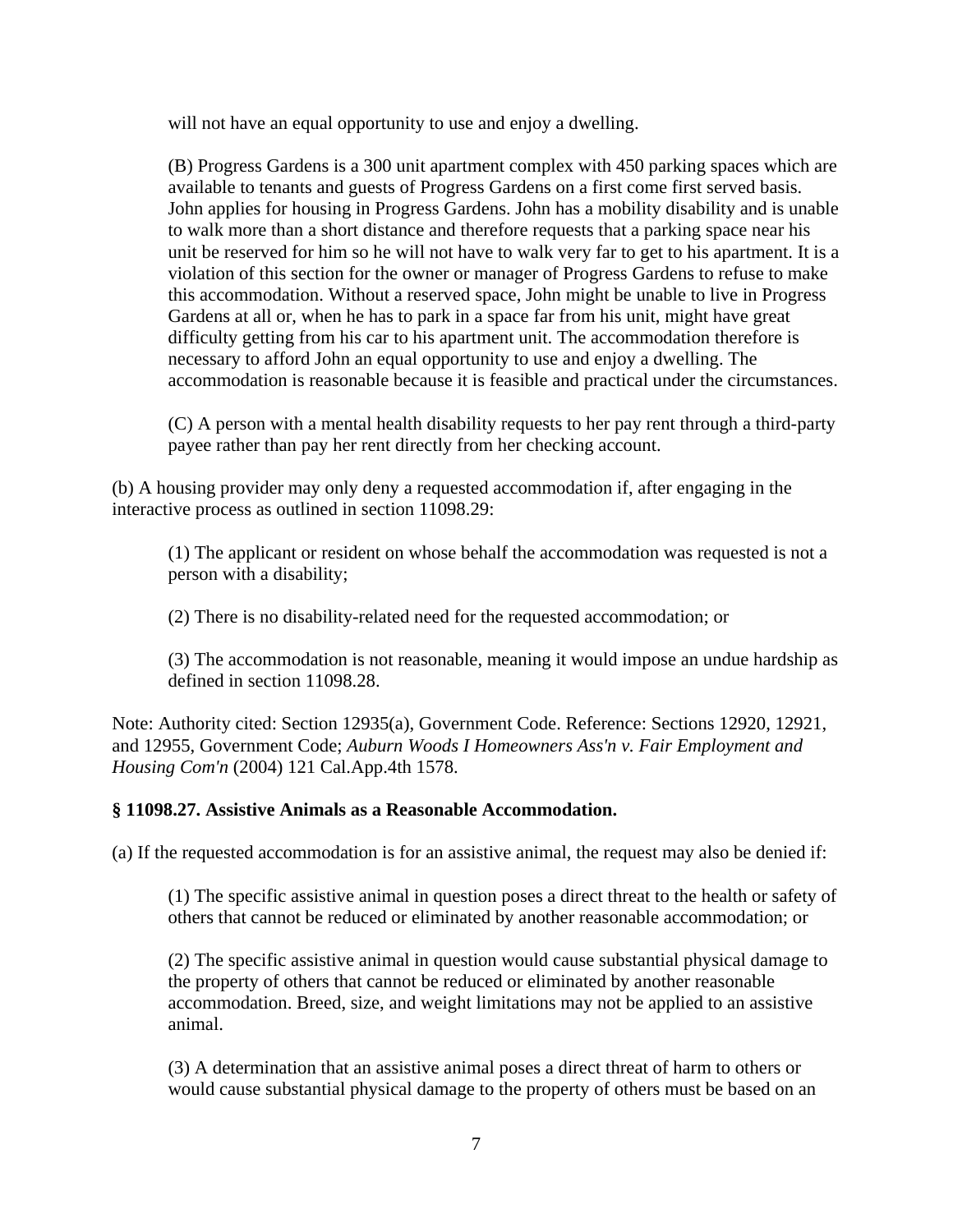will not have an equal opportunity to use and enjoy a dwelling.

(B) Progress Gardens is a 300 unit apartment complex with 450 parking spaces which are available to tenants and guests of Progress Gardens on a first come first served basis. John applies for housing in Progress Gardens. John has a mobility disability and is unable to walk more than a short distance and therefore requests that a parking space near his unit be reserved for him so he will not have to walk very far to get to his apartment. It is a violation of this section for the owner or manager of Progress Gardens to refuse to make this accommodation. Without a reserved space, John might be unable to live in Progress Gardens at all or, when he has to park in a space far from his unit, might have great difficulty getting from his car to his apartment unit. The accommodation therefore is necessary to afford John an equal opportunity to use and enjoy a dwelling. The accommodation is reasonable because it is feasible and practical under the circumstances.

(C) A person with a mental health disability requests to her pay rent through a third-party payee rather than pay her rent directly from her checking account.

(b) A housing provider may only deny a requested accommodation if, after engaging in the interactive process as outlined in section 11098.29:

(1) The applicant or resident on whose behalf the accommodation was requested is not a person with a disability;

(2) There is no disability-related need for the requested accommodation; or

(3) The accommodation is not reasonable, meaning it would impose an undue hardship as defined in section 11098.28.

Note: Authority cited: Section 12935(a), Government Code. Reference: Sections 12920, 12921, and 12955, Government Code; *Auburn Woods I Homeowners Ass'n v. Fair Employment and Housing Com'n* (2004) 121 Cal.App.4th 1578.

**§ 11098.27. Assistive Animals as a Reasonable Accommodation.**

(a) If the requested accommodation is for an assistive animal, the request may also be denied if:

(1) The specific assistive animal in question poses a direct threat to the health or safety of others that cannot be reduced or eliminated by another reasonable accommodation; or

(2) The specific assistive animal in question would cause substantial physical damage to the property of others that cannot be reduced or eliminated by another reasonable accommodation. Breed, size, and weight limitations may not be applied to an assistive animal.

(3) A determination that an assistive animal poses a direct threat of harm to others or would cause substantial physical damage to the property of others must be based on an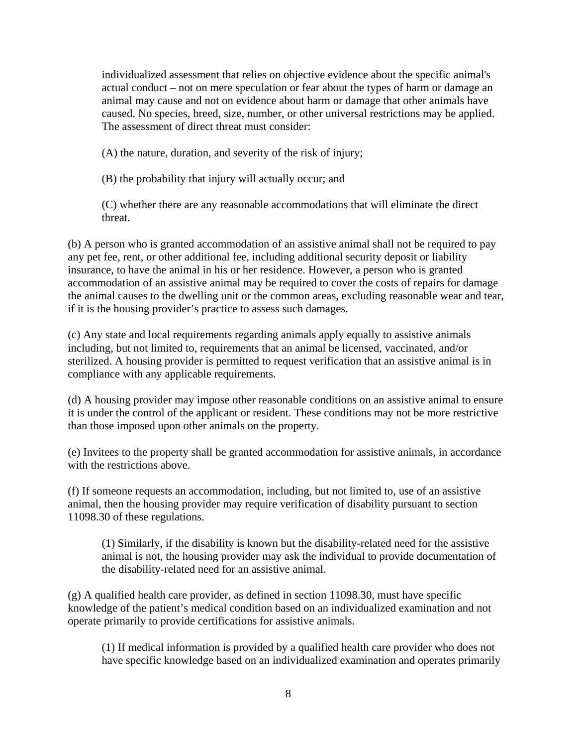individualized assessment that relies on objective evidence about the specific animal's actual conduct – not on mere speculation or fear about the types of harm or damage an animal may cause and not on evidence about harm or damage that other animals have caused. No species, breed, size, number, or other universal restrictions may be applied. The assessment of direct threat must consider:

(A) the nature, duration, and severity of the risk of injury;

(B) the probability that injury will actually occur; and

(C) whether there are any reasonable accommodations that will eliminate the direct threat.

(b) A person who is granted accommodation of an assistive animal shall not be required to pay any pet fee, rent, or other additional fee, including additional security deposit or liability insurance, to have the animal in his or her residence. However, a person who is granted accommodation of an assistive animal may be required to cover the costs of repairs for damage the animal causes to the dwelling unit or the common areas, excluding reasonable wear and tear, if it is the housing provider's practice to assess such damages.

(c) Any state and local requirements regarding animals apply equally to assistive animals including, but not limited to, requirements that an animal be licensed, vaccinated, and/or sterilized. A housing provider is permitted to request verification that an assistive animal is in compliance with any applicable requirements.

(d) A housing provider may impose other reasonable conditions on an assistive animal to ensure it is under the control of the applicant or resident. These conditions may not be more restrictive than those imposed upon other animals on the property.

(e) Invitees to the property shall be granted accommodation for assistive animals, in accordance with the restrictions above.

(f) If someone requests an accommodation, including, but not limited to, use of an assistive animal, then the housing provider may require verification of disability pursuant to section 11098.30 of these regulations.

(1) Similarly, if the disability is known but the disability-related need for the assistive animal is not, the housing provider may ask the individual to provide documentation of the disability-related need for an assistive animal.

(g) A qualified health care provider, as defined in section 11098.30, must have specific knowledge of the patient's medical condition based on an individualized examination and not operate primarily to provide certifications for assistive animals.

(1) If medical information is provided by a qualified health care provider who does not have specific knowledge based on an individualized examination and operates primarily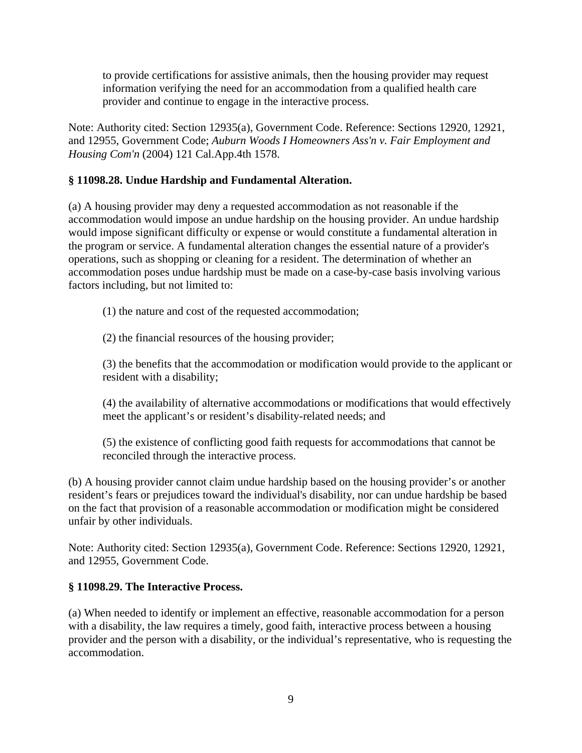to provide certifications for assistive animals, then the housing provider may request information verifying the need for an accommodation from a qualified health care provider and continue to engage in the interactive process.

Note: Authority cited: Section 12935(a), Government Code. Reference: Sections 12920, 12921, and 12955, Government Code; *Auburn Woods I Homeowners Ass'n v. Fair Employment and Housing Com'n* (2004) 121 Cal.App.4th 1578.

**§ 11098.28. Undue Hardship and Fundamental Alteration.**

(a) A housing provider may deny a requested accommodation as not reasonable if the accommodation would impose an undue hardship on the housing provider. An undue hardship would impose significant difficulty or expense or would constitute a fundamental alteration in the program or service. A fundamental alteration changes the essential nature of a provider's operations, such as shopping or cleaning for a resident. The determination of whether an accommodation poses undue hardship must be made on a case-by-case basis involving various factors including, but not limited to:

(1) the nature and cost of the requested accommodation;

(2) the financial resources of the housing provider;

(3) the benefits that the accommodation or modification would provide to the applicant or resident with a disability;

(4) the availability of alternative accommodations or modifications that would effectively meet the applicant's or resident's disability-related needs; and

(5) the existence of conflicting good faith requests for accommodations that cannot be reconciled through the interactive process.

(b) A housing provider cannot claim undue hardship based on the housing provider's or another resident's fears or prejudices toward the individual's disability, nor can undue hardship be based on the fact that provision of a reasonable accommodation or modification might be considered unfair by other individuals.

Note: Authority cited: Section 12935(a), Government Code. Reference: Sections 12920, 12921, and 12955, Government Code.

**§ 11098.29. The Interactive Process.**

(a) When needed to identify or implement an effective, reasonable accommodation for a person with a disability, the law requires a timely, good faith, interactive process between a housing provider and the person with a disability, or the individual's representative, who is requesting the accommodation.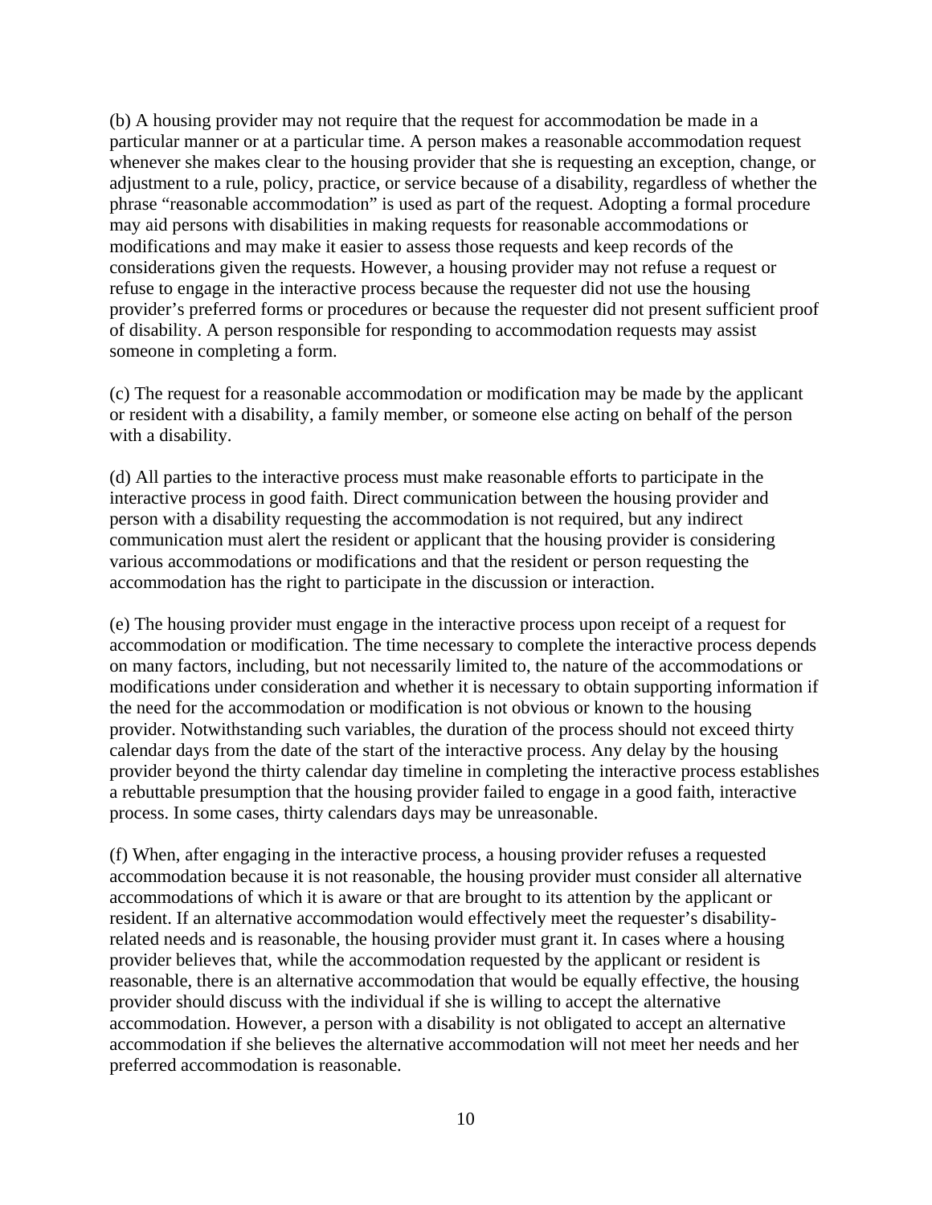(b) A housing provider may not require that the request for accommodation be made in a particular manner or at a particular time. A person makes a reasonable accommodation request whenever she makes clear to the housing provider that she is requesting an exception, change, or adjustment to a rule, policy, practice, or service because of a disability, regardless of whether the phrase "reasonable accommodation" is used as part of the request. Adopting a formal procedure may aid persons with disabilities in making requests for reasonable accommodations or modifications and may make it easier to assess those requests and keep records of the considerations given the requests. However, a housing provider may not refuse a request or refuse to engage in the interactive process because the requester did not use the housing provider's preferred forms or procedures or because the requester did not present sufficient proof of disability. A person responsible for responding to accommodation requests may assist someone in completing a form.

(c) The request for a reasonable accommodation or modification may be made by the applicant or resident with a disability, a family member, or someone else acting on behalf of the person with a disability.

(d) All parties to the interactive process must make reasonable efforts to participate in the interactive process in good faith. Direct communication between the housing provider and person with a disability requesting the accommodation is not required, but any indirect communication must alert the resident or applicant that the housing provider is considering various accommodations or modifications and that the resident or person requesting the accommodation has the right to participate in the discussion or interaction.

(e) The housing provider must engage in the interactive process upon receipt of a request for accommodation or modification. The time necessary to complete the interactive process depends on many factors, including, but not necessarily limited to, the nature of the accommodations or modifications under consideration and whether it is necessary to obtain supporting information if the need for the accommodation or modification is not obvious or known to the housing provider. Notwithstanding such variables, the duration of the process should not exceed thirty calendar days from the date of the start of the interactive process. Any delay by the housing provider beyond the thirty calendar day timeline in completing the interactive process establishes a rebuttable presumption that the housing provider failed to engage in a good faith, interactive process. In some cases, thirty calendars days may be unreasonable.

(f) When, after engaging in the interactive process, a housing provider refuses a requested accommodation because it is not reasonable, the housing provider must consider all alternative accommodations of which it is aware or that are brought to its attention by the applicant or resident. If an alternative accommodation would effectively meet the requester's disability-related needs and is reasonable, the housing provider must grant it. In cases where a housing provider believes that, while the accommodation requested by the applicant or resident is reasonable, there is an alternative accommodation that would be equally effective, the housing provider should discuss with the individual if she is willing to accept the alternative accommodation. However, a person with a disability is not obligated to accept an alternative accommodation if she believes the alternative accommodation will not meet her needs and her preferred accommodation is reasonable.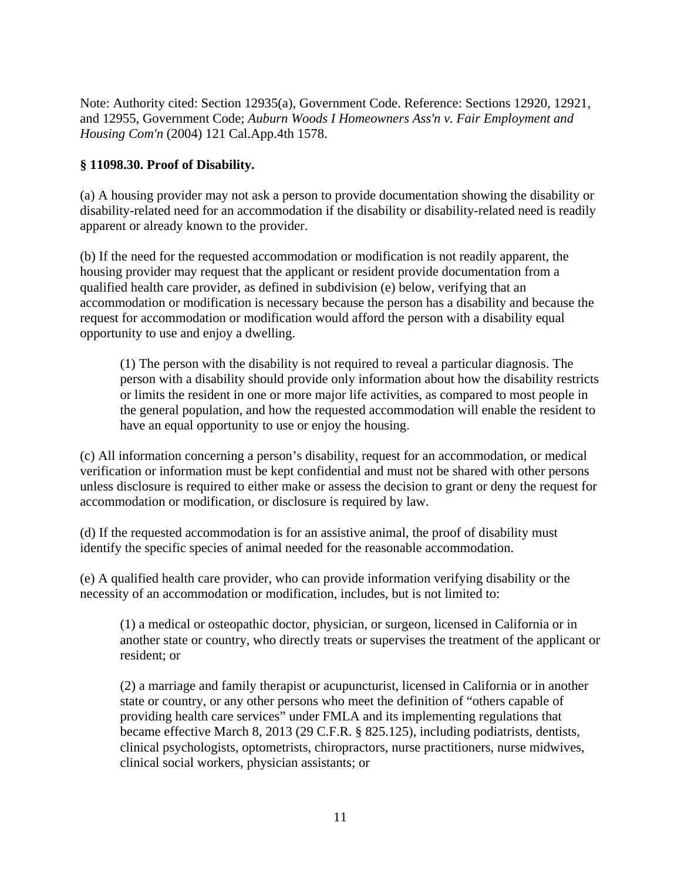Note: Authority cited: Section 12935(a), Government Code. Reference: Sections 12920, 12921, and 12955, Government Code; *Auburn Woods I Homeowners Ass'n v. Fair Employment and Housing Com'n* (2004) 121 Cal.App.4th 1578.

**§ 11098.30. Proof of Disability.**

(a) A housing provider may not ask a person to provide documentation showing the disability or disability-related need for an accommodation if the disability or disability-related need is readily apparent or already known to the provider.

(b) If the need for the requested accommodation or modification is not readily apparent, the housing provider may request that the applicant or resident provide documentation from a qualified health care provider, as defined in subdivision (e) below, verifying that an accommodation or modification is necessary because the person has a disability and because the request for accommodation or modification would afford the person with a disability equal opportunity to use and enjoy a dwelling.

> (1) The person with the disability is not required to reveal a particular diagnosis. The person with a disability should provide only information about how the disability restricts or limits the resident in one or more major life activities, as compared to most people in the general population, and how the requested accommodation will enable the resident to have an equal opportunity to use or enjoy the housing.

(c) All information concerning a person's disability, request for an accommodation, or medical verification or information must be kept confidential and must not be shared with other persons unless disclosure is required to either make or assess the decision to grant or deny the request for accommodation or modification, or disclosure is required by law.

(d) If the requested accommodation is for an assistive animal, the proof of disability must identify the specific species of animal needed for the reasonable accommodation.

(e) A qualified health care provider, who can provide information verifying disability or the necessity of an accommodation or modification, includes, but is not limited to:

> (1) a medical or osteopathic doctor, physician, or surgeon, licensed in California or in another state or country, who directly treats or supervises the treatment of the applicant or resident; or
>
> (2) a marriage and family therapist or acupuncturist, licensed in California or in another state or country, or any other persons who meet the definition of "others capable of providing health care services" under FMLA and its implementing regulations that became effective March 8, 2013 (29 C.F.R. § 825.125), including podiatrists, dentists, clinical psychologists, optometrists, chiropractors, nurse practitioners, nurse midwives, clinical social workers, physician assistants; or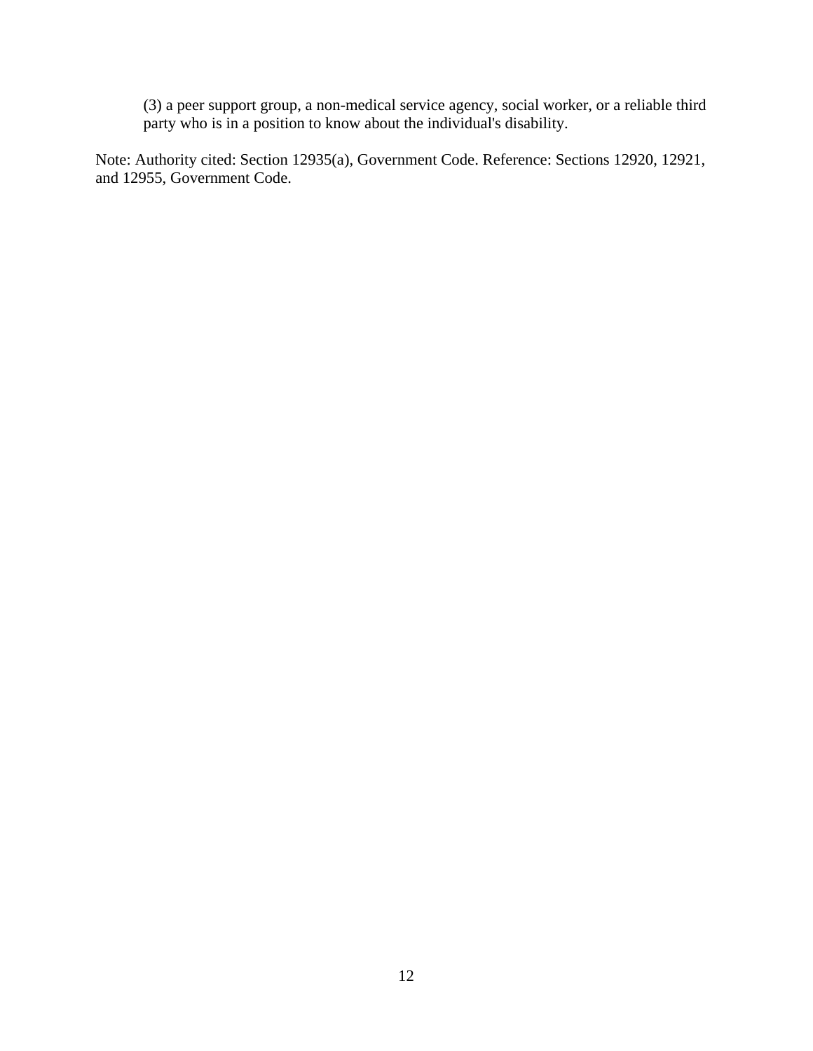(3) a peer support group, a non-medical service agency, social worker, or a reliable third party who is in a position to know about the individual's disability.

Note: Authority cited: Section 12935(a), Government Code. Reference: Sections 12920, 12921, and 12955, Government Code.